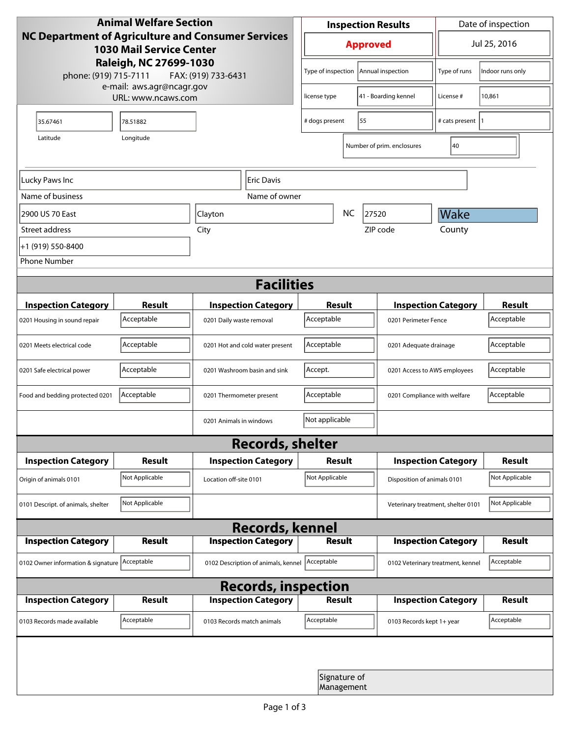**Animal Welfare Section**
**NC Department of Agriculture and Consumer Services**
**1030 Mail Service Center**
**Raleigh, NC 27699-1030**
phone: (919) 715-7111 FAX: (919) 733-6431
e-mail: aws.agr@ncagr.gov
URL: www.ncaws.com

| Inspection Results | Date of inspection |
|---|---|
| **Approved** | Jul 25, 2016 |

| | | | |
|---|---|---|---|
| Type of inspection | Annual inspection | Type of runs | Indoor runs only |
| license type | 41 - Boarding kennel | License # | 10,861 |
| # dogs present | 55 | # cats present | 1 |
| Number of prim. enclosures | 40 | | |

| Latitude | Longitude |
|---|---|
| 35.67461 | 78.51882 |

| | |
|---|---|
| Name of business | Lucky Paws Inc |
| Name of owner | Eric Davis |
| Street address | 2900 US 70 East |
| City | Clayton |
| State | NC |
| ZIP code | 27520 |
| County | Wake |
| Phone Number | +1 (919) 550-8400 |

## Facilities

| Inspection Category | Result | Inspection Category | Result | Inspection Category | Result |
|---|---|---|---|---|---|
| 0201 Housing in sound repair | Acceptable | 0201 Daily waste removal | Acceptable | 0201 Perimeter Fence | Acceptable |
| 0201 Meets electrical code | Acceptable | 0201 Hot and cold water present | Acceptable | 0201 Adequate drainage | Acceptable |
| 0201 Safe electrical power | Acceptable | 0201 Washroom basin and sink | Accept. | 0201 Access to AWS employees | Acceptable |
| Food and bedding protected 0201 | Acceptable | 0201 Thermometer present | Acceptable | 0201 Compliance with welfare | Acceptable |
| | | 0201 Animals in windows | Not applicable | | |

## Records, shelter

| Inspection Category | Result | Inspection Category | Result | Inspection Category | Result |
|---|---|---|---|---|---|
| Origin of animals 0101 | Not Applicable | Location off-site 0101 | Not Applicable | Disposition of animals 0101 | Not Applicable |
| 0101 Descript. of animals, shelter | Not Applicable | | | Veterinary treatment, shelter 0101 | Not Applicable |

## Records, kennel

| Inspection Category | Result | Inspection Category | Result | Inspection Category | Result |
|---|---|---|---|---|---|
| 0102 Owner information & signature | Acceptable | 0102 Description of animals, kennel | Acceptable | 0102 Veterinary treatment, kennel | Acceptable |

## Records, inspection

| Inspection Category | Result | Inspection Category | Result | Inspection Category | Result |
|---|---|---|---|---|---|
| 0103 Records made available | Acceptable | 0103 Records match animals | Acceptable | 0103 Records kept 1+ year | Acceptable |

Signature of Management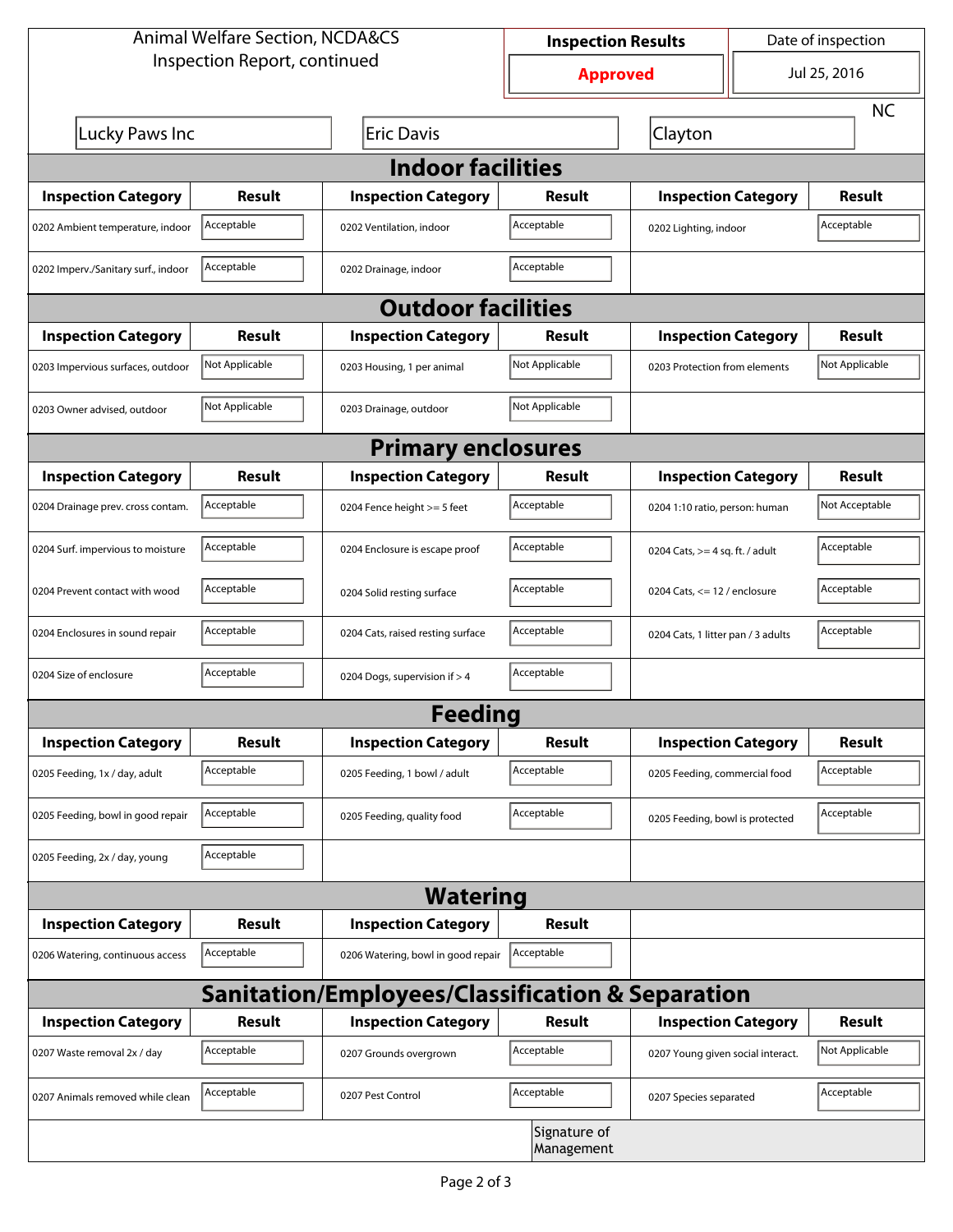Animal Welfare Section, NCDA&CS
Inspection Report, continued

| Inspection Results | Date of inspection |
|---|---|
| **Approved** | Jul 25, 2016 |

| | | | |
|---|---|---|---|
| Lucky Paws Inc | Eric Davis | Clayton | NC |

## Indoor facilities

| Inspection Category | Result | Inspection Category | Result | Inspection Category | Result |
|---|---|---|---|---|---|
| 0202 Ambient temperature, indoor | Acceptable | 0202 Ventilation, indoor | Acceptable | 0202 Lighting, indoor | Acceptable |
| 0202 Imperv./Sanitary surf., indoor | Acceptable | 0202 Drainage, indoor | Acceptable | | |

## Outdoor facilities

| Inspection Category | Result | Inspection Category | Result | Inspection Category | Result |
|---|---|---|---|---|---|
| 0203 Impervious surfaces, outdoor | Not Applicable | 0203 Housing, 1 per animal | Not Applicable | 0203 Protection from elements | Not Applicable |
| 0203 Owner advised, outdoor | Not Applicable | 0203 Drainage, outdoor | Not Applicable | | |

## Primary enclosures

| Inspection Category | Result | Inspection Category | Result | Inspection Category | Result |
|---|---|---|---|---|---|
| 0204 Drainage prev. cross contam. | Acceptable | 0204 Fence height >= 5 feet | Acceptable | 0204 1:10 ratio, person: human | Not Acceptable |
| 0204 Surf. impervious to moisture | Acceptable | 0204 Enclosure is escape proof | Acceptable | 0204 Cats, >= 4 sq. ft. / adult | Acceptable |
| 0204 Prevent contact with wood | Acceptable | 0204 Solid resting surface | Acceptable | 0204 Cats, <= 12 / enclosure | Acceptable |
| 0204 Enclosures in sound repair | Acceptable | 0204 Cats, raised resting surface | Acceptable | 0204 Cats, 1 litter pan / 3 adults | Acceptable |
| 0204 Size of enclosure | Acceptable | 0204 Dogs, supervision if > 4 | Acceptable | | |

## Feeding

| Inspection Category | Result | Inspection Category | Result | Inspection Category | Result |
|---|---|---|---|---|---|
| 0205 Feeding, 1x / day, adult | Acceptable | 0205 Feeding, 1 bowl / adult | Acceptable | 0205 Feeding, commercial food | Acceptable |
| 0205 Feeding, bowl in good repair | Acceptable | 0205 Feeding, quality food | Acceptable | 0205 Feeding, bowl is protected | Acceptable |
| 0205 Feeding, 2x / day, young | Acceptable | | | | |

## Watering

| Inspection Category | Result | Inspection Category | Result |
|---|---|---|---|
| 0206 Watering, continuous access | Acceptable | 0206 Watering, bowl in good repair | Acceptable |

## Sanitation/Employees/Classification & Separation

| Inspection Category | Result | Inspection Category | Result | Inspection Category | Result |
|---|---|---|---|---|---|
| 0207 Waste removal 2x / day | Acceptable | 0207 Grounds overgrown | Acceptable | 0207 Young given social interact. | Not Applicable |
| 0207 Animals removed while clean | Acceptable | 0207 Pest Control | Acceptable | 0207 Species separated | Acceptable |

Signature of Management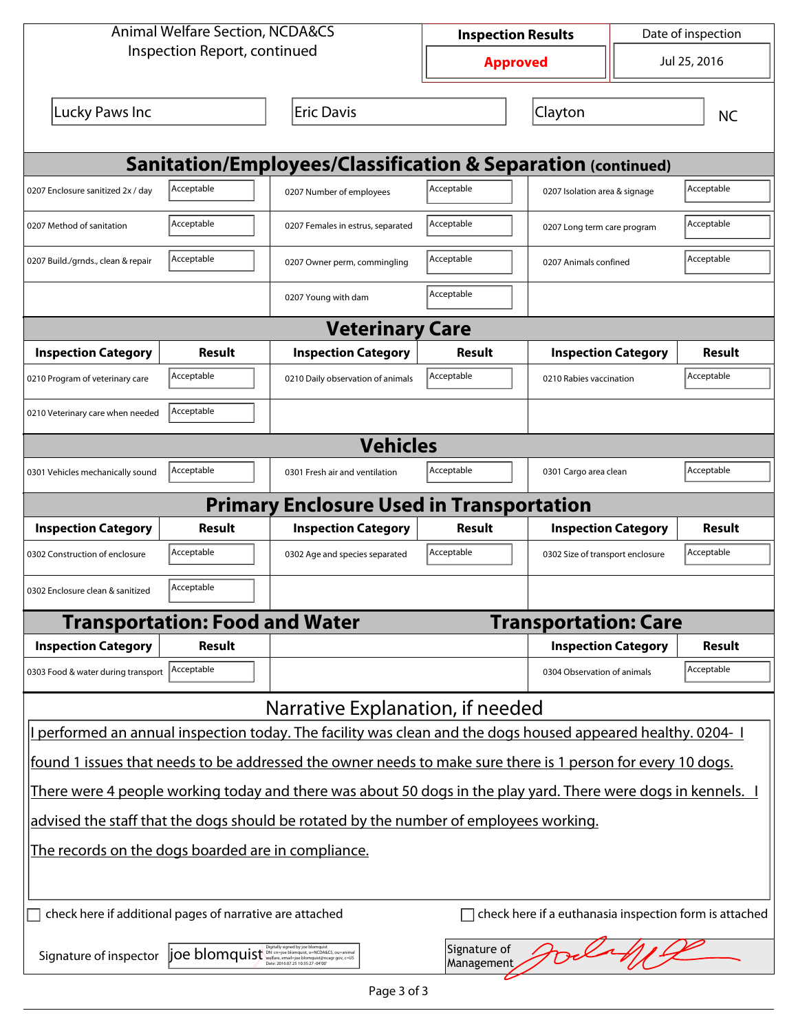Animal Welfare Section, NCDA&CS
Inspection Report, continued

| Inspection Results | Date of inspection |
|---|---|
| **Approved** | Jul 25, 2016 |

| | | | |
|---|---|---|---|
| Lucky Paws Inc | Eric Davis | Clayton | NC |

## Sanitation/Employees/Classification & Separation (continued)

| | | | | | |
|---|---|---|---|---|---|
| 0207 Enclosure sanitized 2x / day | Acceptable | 0207 Number of employees | Acceptable | 0207 Isolation area & signage | Acceptable |
| 0207 Method of sanitation | Acceptable | 0207 Females in estrus, separated | Acceptable | 0207 Long term care program | Acceptable |
| 0207 Build./grnds., clean & repair | Acceptable | 0207 Owner perm, commingling | Acceptable | 0207 Animals confined | Acceptable |
| | | 0207 Young with dam | Acceptable | | |

## Veterinary Care

| Inspection Category | Result | Inspection Category | Result | Inspection Category | Result |
|---|---|---|---|---|---|
| 0210 Program of veterinary care | Acceptable | 0210 Daily observation of animals | Acceptable | 0210 Rabies vaccination | Acceptable |
| 0210 Veterinary care when needed | Acceptable | | | | |

## Vehicles

| | | | | | |
|---|---|---|---|---|---|
| 0301 Vehicles mechanically sound | Acceptable | 0301 Fresh air and ventilation | Acceptable | 0301 Cargo area clean | Acceptable |

## Primary Enclosure Used in Transportation

| Inspection Category | Result | Inspection Category | Result | Inspection Category | Result |
|---|---|---|---|---|---|
| 0302 Construction of enclosure | Acceptable | 0302 Age and species separated | Acceptable | 0302 Size of transport enclosure | Acceptable |
| 0302 Enclosure clean & sanitized | Acceptable | | | | |

## Transportation: Food and Water / Transportation: Care

| Inspection Category | Result | | Inspection Category | Result |
|---|---|---|---|---|
| 0303 Food & water during transport | Acceptable | | 0304 Observation of animals | Acceptable |

## Narrative Explanation, if needed

I performed an annual inspection today. The facility was clean and the dogs housed appeared healthy. 0204- I found 1 issues that needs to be addressed the owner needs to make sure there is 1 person for every 10 dogs. There were 4 people working today and there was about 50 dogs in the play yard. There were dogs in kennels. I advised the staff that the dogs should be rotated by the number of employees working.

The records on the dogs boarded are in compliance.

☐ check here if additional pages of narrative are attached

☐ check here if a euthanasia inspection form is attached

Signature of inspector: joe blomquist (Digitally signed by joe blomquist DN: cn=joe blomquist, o=NCDA&CS, ou=animal welfare, email=joe.blomquist@ncagr.gov, c=US Date: 2016.07.25 10:35:27 -04'00')

Signature of Management: [signature]